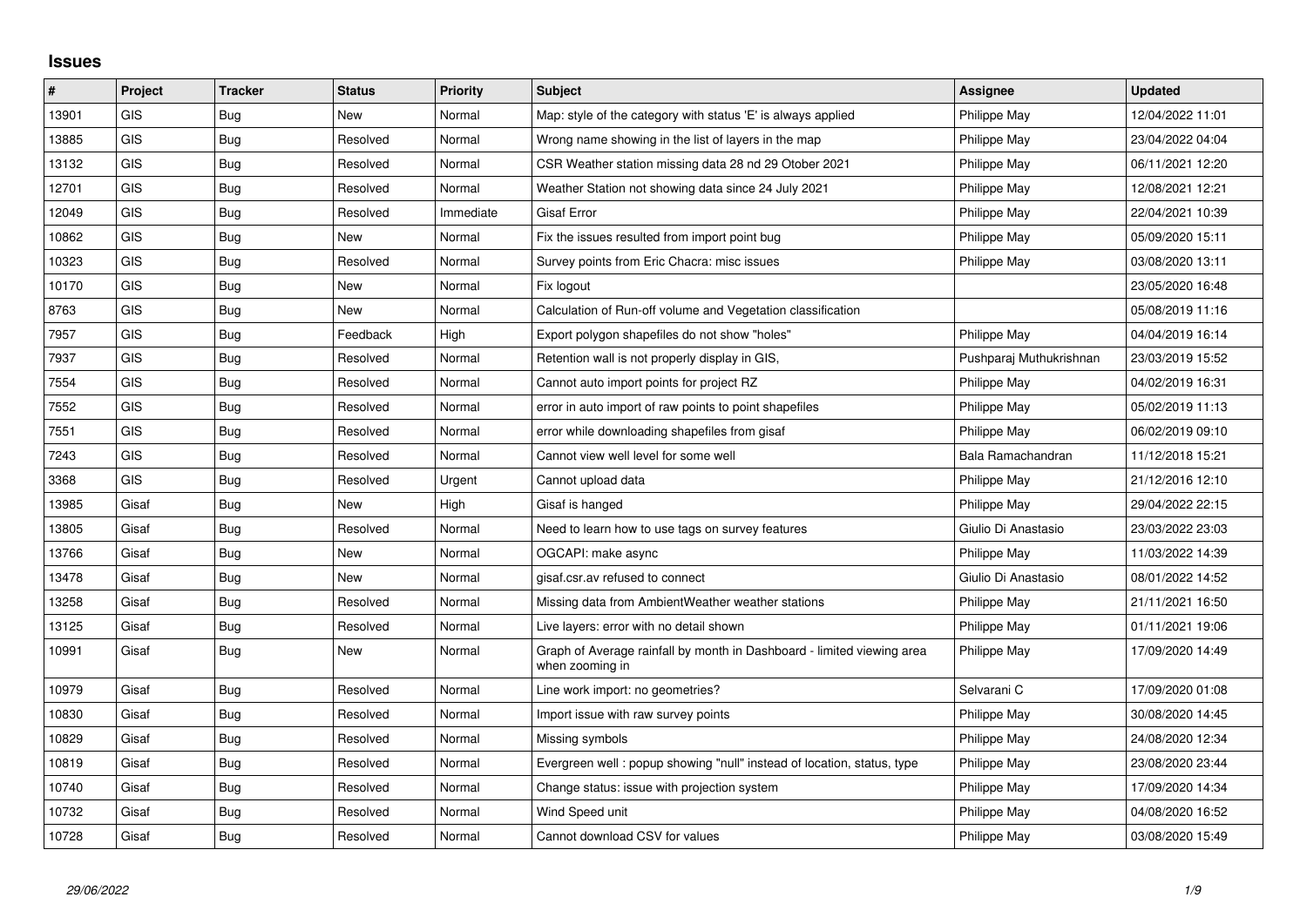# Issues

| # | Project | Tracker | Status | Priority | Subject | Assignee | Updated |
|---|---|---|---|---|---|---|---|
| 13901 | GIS | Bug | New | Normal | Map: style of the category with status 'E' is always applied | Philippe May | 12/04/2022 11:01 |
| 13885 | GIS | Bug | Resolved | Normal | Wrong name showing in the list of layers in the map | Philippe May | 23/04/2022 04:04 |
| 13132 | GIS | Bug | Resolved | Normal | CSR Weather station missing data 28 nd 29 Otober 2021 | Philippe May | 06/11/2021 12:20 |
| 12701 | GIS | Bug | Resolved | Normal | Weather Station not showing data since 24 July 2021 | Philippe May | 12/08/2021 12:21 |
| 12049 | GIS | Bug | Resolved | Immediate | Gisaf Error | Philippe May | 22/04/2021 10:39 |
| 10862 | GIS | Bug | New | Normal | Fix the issues resulted from import point bug | Philippe May | 05/09/2020 15:11 |
| 10323 | GIS | Bug | Resolved | Normal | Survey points from Eric Chacra: misc issues | Philippe May | 03/08/2020 13:11 |
| 10170 | GIS | Bug | New | Normal | Fix logout | | 23/05/2020 16:48 |
| 8763 | GIS | Bug | New | Normal | Calculation of Run-off volume and Vegetation classification | | 05/08/2019 11:16 |
| 7957 | GIS | Bug | Feedback | High | Export polygon shapefiles do not show "holes" | Philippe May | 04/04/2019 16:14 |
| 7937 | GIS | Bug | Resolved | Normal | Retention wall is not properly display in GIS, | Pushparaj Muthukrishnan | 23/03/2019 15:52 |
| 7554 | GIS | Bug | Resolved | Normal | Cannot auto import points for project RZ | Philippe May | 04/02/2019 16:31 |
| 7552 | GIS | Bug | Resolved | Normal | error in auto import of raw points to point shapefiles | Philippe May | 05/02/2019 11:13 |
| 7551 | GIS | Bug | Resolved | Normal | error while downloading shapefiles from gisaf | Philippe May | 06/02/2019 09:10 |
| 7243 | GIS | Bug | Resolved | Normal | Cannot view well level for some well | Bala Ramachandran | 11/12/2018 15:21 |
| 3368 | GIS | Bug | Resolved | Urgent | Cannot upload data | Philippe May | 21/12/2016 12:10 |
| 13985 | Gisaf | Bug | New | High | Gisaf is hanged | Philippe May | 29/04/2022 22:15 |
| 13805 | Gisaf | Bug | Resolved | Normal | Need to learn how to use tags on survey features | Giulio Di Anastasio | 23/03/2022 23:03 |
| 13766 | Gisaf | Bug | New | Normal | OGCAPI: make async | Philippe May | 11/03/2022 14:39 |
| 13478 | Gisaf | Bug | New | Normal | gisaf.csr.av refused to connect | Giulio Di Anastasio | 08/01/2022 14:52 |
| 13258 | Gisaf | Bug | Resolved | Normal | Missing data from AmbientWeather weather stations | Philippe May | 21/11/2021 16:50 |
| 13125 | Gisaf | Bug | Resolved | Normal | Live layers: error with no detail shown | Philippe May | 01/11/2021 19:06 |
| 10991 | Gisaf | Bug | New | Normal | Graph of Average rainfall by month in Dashboard - limited viewing area when zooming in | Philippe May | 17/09/2020 14:49 |
| 10979 | Gisaf | Bug | Resolved | Normal | Line work import: no geometries? | Selvarani C | 17/09/2020 01:08 |
| 10830 | Gisaf | Bug | Resolved | Normal | Import issue with raw survey points | Philippe May | 30/08/2020 14:45 |
| 10829 | Gisaf | Bug | Resolved | Normal | Missing symbols | Philippe May | 24/08/2020 12:34 |
| 10819 | Gisaf | Bug | Resolved | Normal | Evergreen well : popup showing "null" instead of location, status, type | Philippe May | 23/08/2020 23:44 |
| 10740 | Gisaf | Bug | Resolved | Normal | Change status: issue with projection system | Philippe May | 17/09/2020 14:34 |
| 10732 | Gisaf | Bug | Resolved | Normal | Wind Speed unit | Philippe May | 04/08/2020 16:52 |
| 10728 | Gisaf | Bug | Resolved | Normal | Cannot download CSV for values | Philippe May | 03/08/2020 15:49 |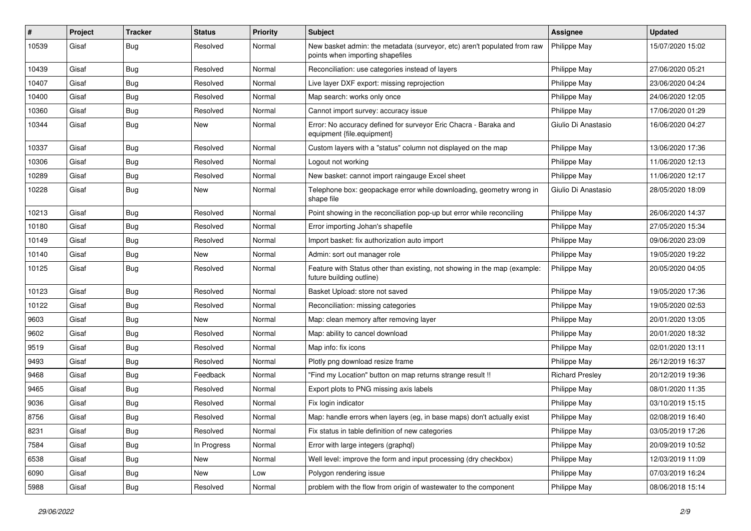| # | Project | Tracker | Status | Priority | Subject | Assignee | Updated |
|---|---|---|---|---|---|---|---|
| 10539 | Gisaf | Bug | Resolved | Normal | New basket admin: the metadata (surveyor, etc) aren't populated from raw points when importing shapefiles | Philippe May | 15/07/2020 15:02 |
| 10439 | Gisaf | Bug | Resolved | Normal | Reconciliation: use categories instead of layers | Philippe May | 27/06/2020 05:21 |
| 10407 | Gisaf | Bug | Resolved | Normal | Live layer DXF export: missing reprojection | Philippe May | 23/06/2020 04:24 |
| 10400 | Gisaf | Bug | Resolved | Normal | Map search: works only once | Philippe May | 24/06/2020 12:05 |
| 10360 | Gisaf | Bug | Resolved | Normal | Cannot import survey: accuracy issue | Philippe May | 17/06/2020 01:29 |
| 10344 | Gisaf | Bug | New | Normal | Error: No accuracy defined for surveyor Eric Chacra - Baraka and equipment {file.equipment} | Giulio Di Anastasio | 16/06/2020 04:27 |
| 10337 | Gisaf | Bug | Resolved | Normal | Custom layers with a "status" column not displayed on the map | Philippe May | 13/06/2020 17:36 |
| 10306 | Gisaf | Bug | Resolved | Normal | Logout not working | Philippe May | 11/06/2020 12:13 |
| 10289 | Gisaf | Bug | Resolved | Normal | New basket: cannot import raingauge Excel sheet | Philippe May | 11/06/2020 12:17 |
| 10228 | Gisaf | Bug | New | Normal | Telephone box: geopackage error while downloading, geometry wrong in shape file | Giulio Di Anastasio | 28/05/2020 18:09 |
| 10213 | Gisaf | Bug | Resolved | Normal | Point showing in the reconciliation pop-up but error while reconciling | Philippe May | 26/06/2020 14:37 |
| 10180 | Gisaf | Bug | Resolved | Normal | Error importing Johan's shapefile | Philippe May | 27/05/2020 15:34 |
| 10149 | Gisaf | Bug | Resolved | Normal | Import basket: fix authorization auto import | Philippe May | 09/06/2020 23:09 |
| 10140 | Gisaf | Bug | New | Normal | Admin: sort out manager role | Philippe May | 19/05/2020 19:22 |
| 10125 | Gisaf | Bug | Resolved | Normal | Feature with Status other than existing, not showing in the map (example: future building outline) | Philippe May | 20/05/2020 04:05 |
| 10123 | Gisaf | Bug | Resolved | Normal | Basket Upload: store not saved | Philippe May | 19/05/2020 17:36 |
| 10122 | Gisaf | Bug | Resolved | Normal | Reconciliation: missing categories | Philippe May | 19/05/2020 02:53 |
| 9603 | Gisaf | Bug | New | Normal | Map: clean memory after removing layer | Philippe May | 20/01/2020 13:05 |
| 9602 | Gisaf | Bug | Resolved | Normal | Map: ability to cancel download | Philippe May | 20/01/2020 18:32 |
| 9519 | Gisaf | Bug | Resolved | Normal | Map info: fix icons | Philippe May | 02/01/2020 13:11 |
| 9493 | Gisaf | Bug | Resolved | Normal | Plotly png download resize frame | Philippe May | 26/12/2019 16:37 |
| 9468 | Gisaf | Bug | Feedback | Normal | "Find my Location" button on map returns strange result !! | Richard Presley | 20/12/2019 19:36 |
| 9465 | Gisaf | Bug | Resolved | Normal | Export plots to PNG missing axis labels | Philippe May | 08/01/2020 11:35 |
| 9036 | Gisaf | Bug | Resolved | Normal | Fix login indicator | Philippe May | 03/10/2019 15:15 |
| 8756 | Gisaf | Bug | Resolved | Normal | Map: handle errors when layers (eg, in base maps) don't actually exist | Philippe May | 02/08/2019 16:40 |
| 8231 | Gisaf | Bug | Resolved | Normal | Fix status in table definition of new categories | Philippe May | 03/05/2019 17:26 |
| 7584 | Gisaf | Bug | In Progress | Normal | Error with large integers (graphql) | Philippe May | 20/09/2019 10:52 |
| 6538 | Gisaf | Bug | New | Normal | Well level: improve the form and input processing (dry checkbox) | Philippe May | 12/03/2019 11:09 |
| 6090 | Gisaf | Bug | New | Low | Polygon rendering issue | Philippe May | 07/03/2019 16:24 |
| 5988 | Gisaf | Bug | Resolved | Normal | problem with the flow from origin of wastewater to the component | Philippe May | 08/06/2018 15:14 |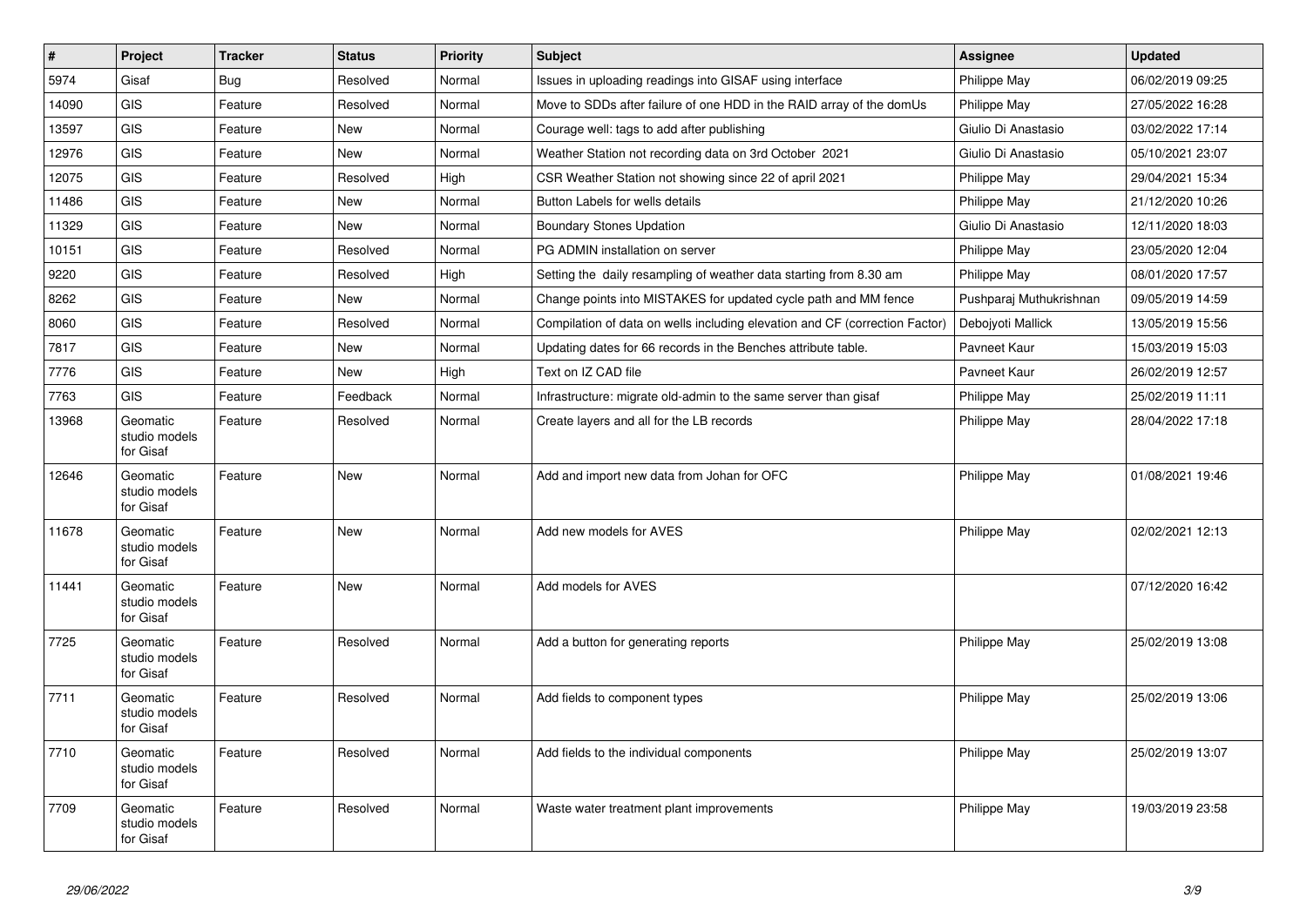| # | Project | Tracker | Status | Priority | Subject | Assignee | Updated |
|---|---|---|---|---|---|---|---|
| 5974 | Gisaf | Bug | Resolved | Normal | Issues in uploading readings into GISAF using interface | Philippe May | 06/02/2019 09:25 |
| 14090 | GIS | Feature | Resolved | Normal | Move to SDDs after failure of one HDD in the RAID array of the domUs | Philippe May | 27/05/2022 16:28 |
| 13597 | GIS | Feature | New | Normal | Courage well: tags to add after publishing | Giulio Di Anastasio | 03/02/2022 17:14 |
| 12976 | GIS | Feature | New | Normal | Weather Station not recording data on 3rd October 2021 | Giulio Di Anastasio | 05/10/2021 23:07 |
| 12075 | GIS | Feature | Resolved | High | CSR Weather Station not showing since 22 of april 2021 | Philippe May | 29/04/2021 15:34 |
| 11486 | GIS | Feature | New | Normal | Button Labels for wells details | Philippe May | 21/12/2020 10:26 |
| 11329 | GIS | Feature | New | Normal | Boundary Stones Updation | Giulio Di Anastasio | 12/11/2020 18:03 |
| 10151 | GIS | Feature | Resolved | Normal | PG ADMIN installation on server | Philippe May | 23/05/2020 12:04 |
| 9220 | GIS | Feature | Resolved | High | Setting the daily resampling of weather data starting from 8.30 am | Philippe May | 08/01/2020 17:57 |
| 8262 | GIS | Feature | New | Normal | Change points into MISTAKES for updated cycle path and MM fence | Pushparaj Muthukrishnan | 09/05/2019 14:59 |
| 8060 | GIS | Feature | Resolved | Normal | Compilation of data on wells including elevation and CF (correction Factor) | Debojyoti Mallick | 13/05/2019 15:56 |
| 7817 | GIS | Feature | New | Normal | Updating dates for 66 records in the Benches attribute table. | Pavneet Kaur | 15/03/2019 15:03 |
| 7776 | GIS | Feature | New | High | Text on IZ CAD file | Pavneet Kaur | 26/02/2019 12:57 |
| 7763 | GIS | Feature | Feedback | Normal | Infrastructure: migrate old-admin to the same server than gisaf | Philippe May | 25/02/2019 11:11 |
| 13968 | Geomatic studio models for Gisaf | Feature | Resolved | Normal | Create layers and all for the LB records | Philippe May | 28/04/2022 17:18 |
| 12646 | Geomatic studio models for Gisaf | Feature | New | Normal | Add and import new data from Johan for OFC | Philippe May | 01/08/2021 19:46 |
| 11678 | Geomatic studio models for Gisaf | Feature | New | Normal | Add new models for AVES | Philippe May | 02/02/2021 12:13 |
| 11441 | Geomatic studio models for Gisaf | Feature | New | Normal | Add models for AVES | | 07/12/2020 16:42 |
| 7725 | Geomatic studio models for Gisaf | Feature | Resolved | Normal | Add a button for generating reports | Philippe May | 25/02/2019 13:08 |
| 7711 | Geomatic studio models for Gisaf | Feature | Resolved | Normal | Add fields to component types | Philippe May | 25/02/2019 13:06 |
| 7710 | Geomatic studio models for Gisaf | Feature | Resolved | Normal | Add fields to the individual components | Philippe May | 25/02/2019 13:07 |
| 7709 | Geomatic studio models for Gisaf | Feature | Resolved | Normal | Waste water treatment plant improvements | Philippe May | 19/03/2019 23:58 |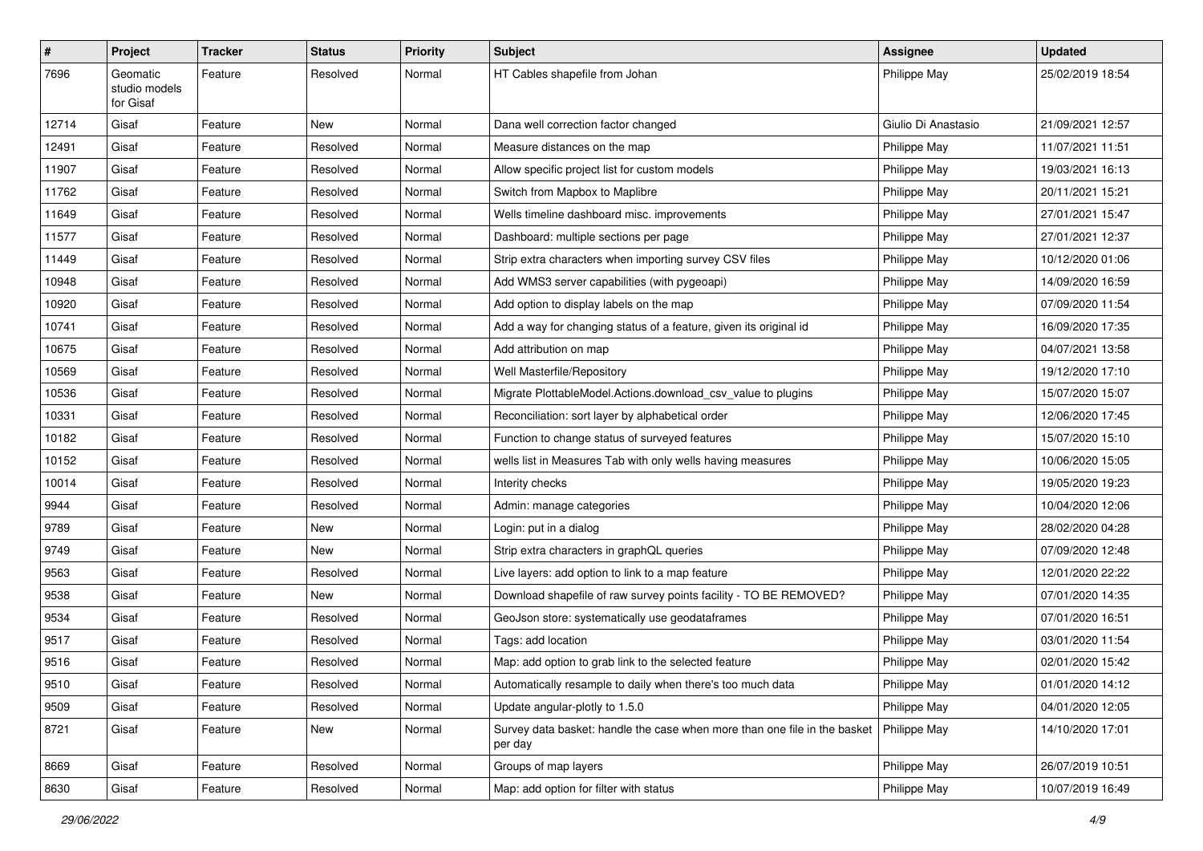| # | Project | Tracker | Status | Priority | Subject | Assignee | Updated |
|---|---|---|---|---|---|---|---|
| 7696 | Geomatic studio models for Gisaf | Feature | Resolved | Normal | HT Cables shapefile from Johan | Philippe May | 25/02/2019 18:54 |
| 12714 | Gisaf | Feature | New | Normal | Dana well correction factor changed | Giulio Di Anastasio | 21/09/2021 12:57 |
| 12491 | Gisaf | Feature | Resolved | Normal | Measure distances on the map | Philippe May | 11/07/2021 11:51 |
| 11907 | Gisaf | Feature | Resolved | Normal | Allow specific project list for custom models | Philippe May | 19/03/2021 16:13 |
| 11762 | Gisaf | Feature | Resolved | Normal | Switch from Mapbox to Maplibre | Philippe May | 20/11/2021 15:21 |
| 11649 | Gisaf | Feature | Resolved | Normal | Wells timeline dashboard misc. improvements | Philippe May | 27/01/2021 15:47 |
| 11577 | Gisaf | Feature | Resolved | Normal | Dashboard: multiple sections per page | Philippe May | 27/01/2021 12:37 |
| 11449 | Gisaf | Feature | Resolved | Normal | Strip extra characters when importing survey CSV files | Philippe May | 10/12/2020 01:06 |
| 10948 | Gisaf | Feature | Resolved | Normal | Add WMS3 server capabilities (with pygeoapi) | Philippe May | 14/09/2020 16:59 |
| 10920 | Gisaf | Feature | Resolved | Normal | Add option to display labels on the map | Philippe May | 07/09/2020 11:54 |
| 10741 | Gisaf | Feature | Resolved | Normal | Add a way for changing status of a feature, given its original id | Philippe May | 16/09/2020 17:35 |
| 10675 | Gisaf | Feature | Resolved | Normal | Add attribution on map | Philippe May | 04/07/2021 13:58 |
| 10569 | Gisaf | Feature | Resolved | Normal | Well Masterfile/Repository | Philippe May | 19/12/2020 17:10 |
| 10536 | Gisaf | Feature | Resolved | Normal | Migrate PlottableModel.Actions.download_csv_value to plugins | Philippe May | 15/07/2020 15:07 |
| 10331 | Gisaf | Feature | Resolved | Normal | Reconciliation: sort layer by alphabetical order | Philippe May | 12/06/2020 17:45 |
| 10182 | Gisaf | Feature | Resolved | Normal | Function to change status of surveyed features | Philippe May | 15/07/2020 15:10 |
| 10152 | Gisaf | Feature | Resolved | Normal | wells list in Measures Tab with only wells having measures | Philippe May | 10/06/2020 15:05 |
| 10014 | Gisaf | Feature | Resolved | Normal | Interity checks | Philippe May | 19/05/2020 19:23 |
| 9944 | Gisaf | Feature | Resolved | Normal | Admin: manage categories | Philippe May | 10/04/2020 12:06 |
| 9789 | Gisaf | Feature | New | Normal | Login: put in a dialog | Philippe May | 28/02/2020 04:28 |
| 9749 | Gisaf | Feature | New | Normal | Strip extra characters in graphQL queries | Philippe May | 07/09/2020 12:48 |
| 9563 | Gisaf | Feature | Resolved | Normal | Live layers: add option to link to a map feature | Philippe May | 12/01/2020 22:22 |
| 9538 | Gisaf | Feature | New | Normal | Download shapefile of raw survey points facility - TO BE REMOVED? | Philippe May | 07/01/2020 14:35 |
| 9534 | Gisaf | Feature | Resolved | Normal | GeoJson store: systematically use geodataframes | Philippe May | 07/01/2020 16:51 |
| 9517 | Gisaf | Feature | Resolved | Normal | Tags: add location | Philippe May | 03/01/2020 11:54 |
| 9516 | Gisaf | Feature | Resolved | Normal | Map: add option to grab link to the selected feature | Philippe May | 02/01/2020 15:42 |
| 9510 | Gisaf | Feature | Resolved | Normal | Automatically resample to daily when there's too much data | Philippe May | 01/01/2020 14:12 |
| 9509 | Gisaf | Feature | Resolved | Normal | Update angular-plotly to 1.5.0 | Philippe May | 04/01/2020 12:05 |
| 8721 | Gisaf | Feature | New | Normal | Survey data basket: handle the case when more than one file in the basket per day | Philippe May | 14/10/2020 17:01 |
| 8669 | Gisaf | Feature | Resolved | Normal | Groups of map layers | Philippe May | 26/07/2019 10:51 |
| 8630 | Gisaf | Feature | Resolved | Normal | Map: add option for filter with status | Philippe May | 10/07/2019 16:49 |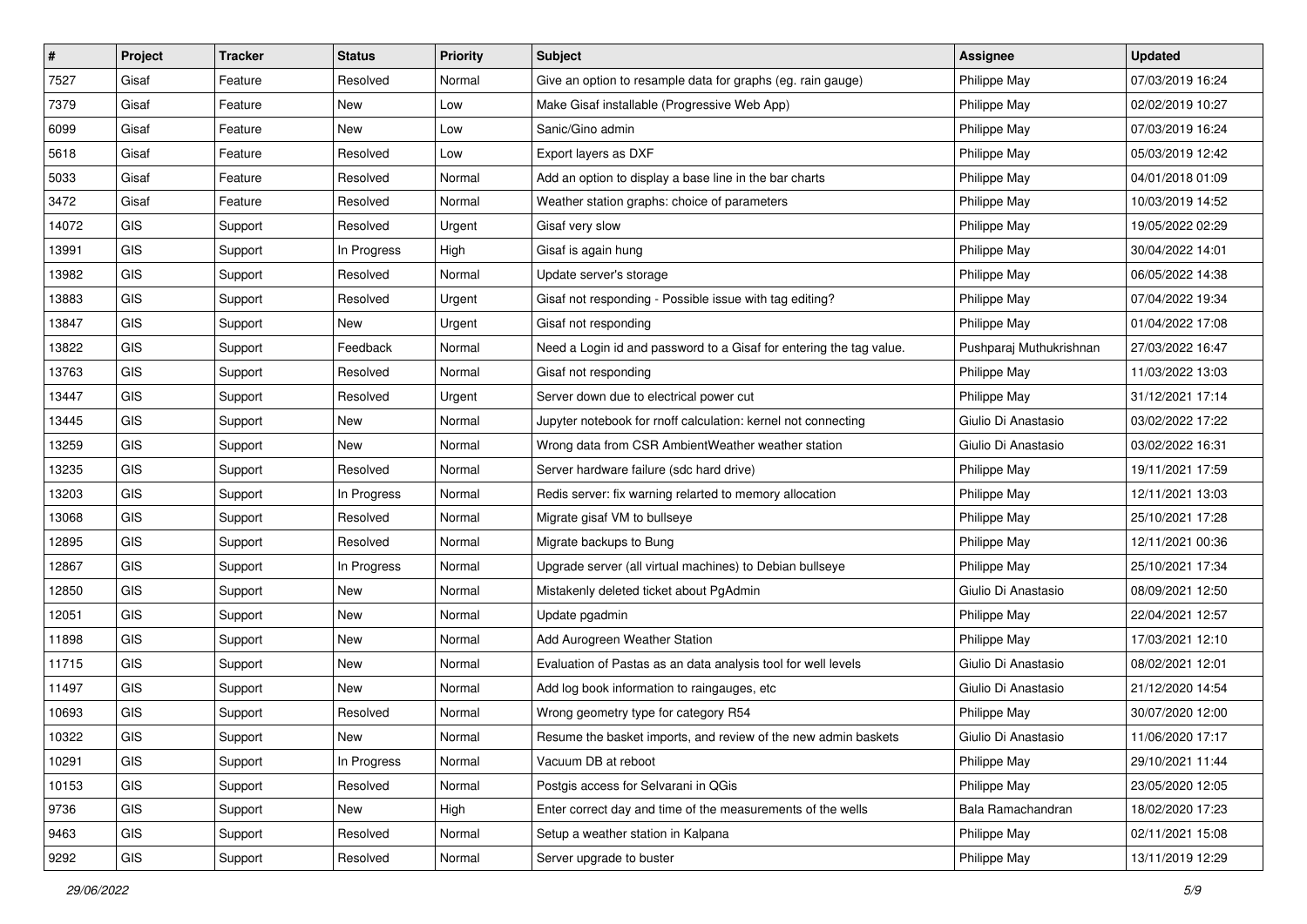| # | Project | Tracker | Status | Priority | Subject | Assignee | Updated |
|---|---|---|---|---|---|---|---|
| 7527 | Gisaf | Feature | Resolved | Normal | Give an option to resample data for graphs (eg. rain gauge) | Philippe May | 07/03/2019 16:24 |
| 7379 | Gisaf | Feature | New | Low | Make Gisaf installable (Progressive Web App) | Philippe May | 02/02/2019 10:27 |
| 6099 | Gisaf | Feature | New | Low | Sanic/Gino admin | Philippe May | 07/03/2019 16:24 |
| 5618 | Gisaf | Feature | Resolved | Low | Export layers as DXF | Philippe May | 05/03/2019 12:42 |
| 5033 | Gisaf | Feature | Resolved | Normal | Add an option to display a base line in the bar charts | Philippe May | 04/01/2018 01:09 |
| 3472 | Gisaf | Feature | Resolved | Normal | Weather station graphs: choice of parameters | Philippe May | 10/03/2019 14:52 |
| 14072 | GIS | Support | Resolved | Urgent | Gisaf very slow | Philippe May | 19/05/2022 02:29 |
| 13991 | GIS | Support | In Progress | High | Gisaf is again hung | Philippe May | 30/04/2022 14:01 |
| 13982 | GIS | Support | Resolved | Normal | Update server's storage | Philippe May | 06/05/2022 14:38 |
| 13883 | GIS | Support | Resolved | Urgent | Gisaf not responding - Possible issue with tag editing? | Philippe May | 07/04/2022 19:34 |
| 13847 | GIS | Support | New | Urgent | Gisaf not responding | Philippe May | 01/04/2022 17:08 |
| 13822 | GIS | Support | Feedback | Normal | Need a Login id and password to a Gisaf for entering the tag value. | Pushparaj Muthukrishnan | 27/03/2022 16:47 |
| 13763 | GIS | Support | Resolved | Normal | Gisaf not responding | Philippe May | 11/03/2022 13:03 |
| 13447 | GIS | Support | Resolved | Urgent | Server down due to electrical power cut | Philippe May | 31/12/2021 17:14 |
| 13445 | GIS | Support | New | Normal | Jupyter notebook for rnoff calculation: kernel not connecting | Giulio Di Anastasio | 03/02/2022 17:22 |
| 13259 | GIS | Support | New | Normal | Wrong data from CSR AmbientWeather weather station | Giulio Di Anastasio | 03/02/2022 16:31 |
| 13235 | GIS | Support | Resolved | Normal | Server hardware failure (sdc hard drive) | Philippe May | 19/11/2021 17:59 |
| 13203 | GIS | Support | In Progress | Normal | Redis server: fix warning relarted to memory allocation | Philippe May | 12/11/2021 13:03 |
| 13068 | GIS | Support | Resolved | Normal | Migrate gisaf VM to bullseye | Philippe May | 25/10/2021 17:28 |
| 12895 | GIS | Support | Resolved | Normal | Migrate backups to Bung | Philippe May | 12/11/2021 00:36 |
| 12867 | GIS | Support | In Progress | Normal | Upgrade server (all virtual machines) to Debian bullseye | Philippe May | 25/10/2021 17:34 |
| 12850 | GIS | Support | New | Normal | Mistakenly deleted ticket about PgAdmin | Giulio Di Anastasio | 08/09/2021 12:50 |
| 12051 | GIS | Support | New | Normal | Update pgadmin | Philippe May | 22/04/2021 12:57 |
| 11898 | GIS | Support | New | Normal | Add Aurogreen Weather Station | Philippe May | 17/03/2021 12:10 |
| 11715 | GIS | Support | New | Normal | Evaluation of Pastas as an data analysis tool for well levels | Giulio Di Anastasio | 08/02/2021 12:01 |
| 11497 | GIS | Support | New | Normal | Add log book information to raingauges, etc | Giulio Di Anastasio | 21/12/2020 14:54 |
| 10693 | GIS | Support | Resolved | Normal | Wrong geometry type for category R54 | Philippe May | 30/07/2020 12:00 |
| 10322 | GIS | Support | New | Normal | Resume the basket imports, and review of the new admin baskets | Giulio Di Anastasio | 11/06/2020 17:17 |
| 10291 | GIS | Support | In Progress | Normal | Vacuum DB at reboot | Philippe May | 29/10/2021 11:44 |
| 10153 | GIS | Support | Resolved | Normal | Postgis access for Selvarani in QGis | Philippe May | 23/05/2020 12:05 |
| 9736 | GIS | Support | New | High | Enter correct day and time of the measurements of the wells | Bala Ramachandran | 18/02/2020 17:23 |
| 9463 | GIS | Support | Resolved | Normal | Setup a weather station in Kalpana | Philippe May | 02/11/2021 15:08 |
| 9292 | GIS | Support | Resolved | Normal | Server upgrade to buster | Philippe May | 13/11/2019 12:29 |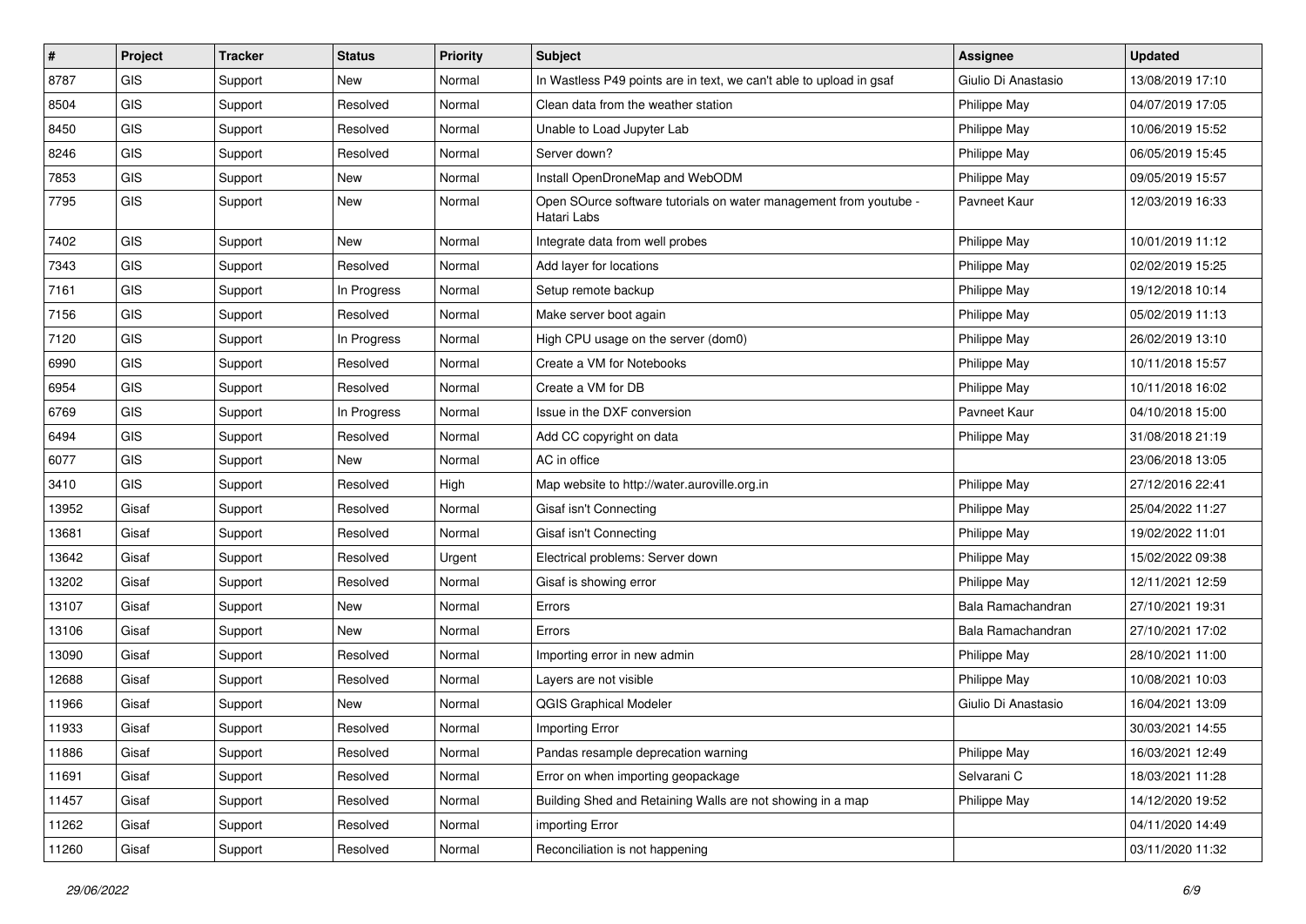| # | Project | Tracker | Status | Priority | Subject | Assignee | Updated |
|---|---|---|---|---|---|---|---|
| 8787 | GIS | Support | New | Normal | In Wastless P49 points are in text, we can't able to upload in gsaf | Giulio Di Anastasio | 13/08/2019 17:10 |
| 8504 | GIS | Support | Resolved | Normal | Clean data from the weather station | Philippe May | 04/07/2019 17:05 |
| 8450 | GIS | Support | Resolved | Normal | Unable to Load Jupyter Lab | Philippe May | 10/06/2019 15:52 |
| 8246 | GIS | Support | Resolved | Normal | Server down? | Philippe May | 06/05/2019 15:45 |
| 7853 | GIS | Support | New | Normal | Install OpenDroneMap and WebODM | Philippe May | 09/05/2019 15:57 |
| 7795 | GIS | Support | New | Normal | Open SOurce software tutorials on water management from youtube - Hatari Labs | Pavneet Kaur | 12/03/2019 16:33 |
| 7402 | GIS | Support | New | Normal | Integrate data from well probes | Philippe May | 10/01/2019 11:12 |
| 7343 | GIS | Support | Resolved | Normal | Add layer for locations | Philippe May | 02/02/2019 15:25 |
| 7161 | GIS | Support | In Progress | Normal | Setup remote backup | Philippe May | 19/12/2018 10:14 |
| 7156 | GIS | Support | Resolved | Normal | Make server boot again | Philippe May | 05/02/2019 11:13 |
| 7120 | GIS | Support | In Progress | Normal | High CPU usage on the server (dom0) | Philippe May | 26/02/2019 13:10 |
| 6990 | GIS | Support | Resolved | Normal | Create a VM for Notebooks | Philippe May | 10/11/2018 15:57 |
| 6954 | GIS | Support | Resolved | Normal | Create a VM for DB | Philippe May | 10/11/2018 16:02 |
| 6769 | GIS | Support | In Progress | Normal | Issue in the DXF conversion | Pavneet Kaur | 04/10/2018 15:00 |
| 6494 | GIS | Support | Resolved | Normal | Add CC copyright on data | Philippe May | 31/08/2018 21:19 |
| 6077 | GIS | Support | New | Normal | AC in office | | 23/06/2018 13:05 |
| 3410 | GIS | Support | Resolved | High | Map website to http://water.auroville.org.in | Philippe May | 27/12/2016 22:41 |
| 13952 | Gisaf | Support | Resolved | Normal | Gisaf isn't Connecting | Philippe May | 25/04/2022 11:27 |
| 13681 | Gisaf | Support | Resolved | Normal | Gisaf isn't Connecting | Philippe May | 19/02/2022 11:01 |
| 13642 | Gisaf | Support | Resolved | Urgent | Electrical problems: Server down | Philippe May | 15/02/2022 09:38 |
| 13202 | Gisaf | Support | Resolved | Normal | Gisaf is showing error | Philippe May | 12/11/2021 12:59 |
| 13107 | Gisaf | Support | New | Normal | Errors | Bala Ramachandran | 27/10/2021 19:31 |
| 13106 | Gisaf | Support | New | Normal | Errors | Bala Ramachandran | 27/10/2021 17:02 |
| 13090 | Gisaf | Support | Resolved | Normal | Importing error in new admin | Philippe May | 28/10/2021 11:00 |
| 12688 | Gisaf | Support | Resolved | Normal | Layers are not visible | Philippe May | 10/08/2021 10:03 |
| 11966 | Gisaf | Support | New | Normal | QGIS Graphical Modeler | Giulio Di Anastasio | 16/04/2021 13:09 |
| 11933 | Gisaf | Support | Resolved | Normal | Importing Error | | 30/03/2021 14:55 |
| 11886 | Gisaf | Support | Resolved | Normal | Pandas resample deprecation warning | Philippe May | 16/03/2021 12:49 |
| 11691 | Gisaf | Support | Resolved | Normal | Error on when importing geopackage | Selvarani C | 18/03/2021 11:28 |
| 11457 | Gisaf | Support | Resolved | Normal | Building Shed and Retaining Walls are not showing in a map | Philippe May | 14/12/2020 19:52 |
| 11262 | Gisaf | Support | Resolved | Normal | importing Error | | 04/11/2020 14:49 |
| 11260 | Gisaf | Support | Resolved | Normal | Reconciliation is not happening | | 03/11/2020 11:32 |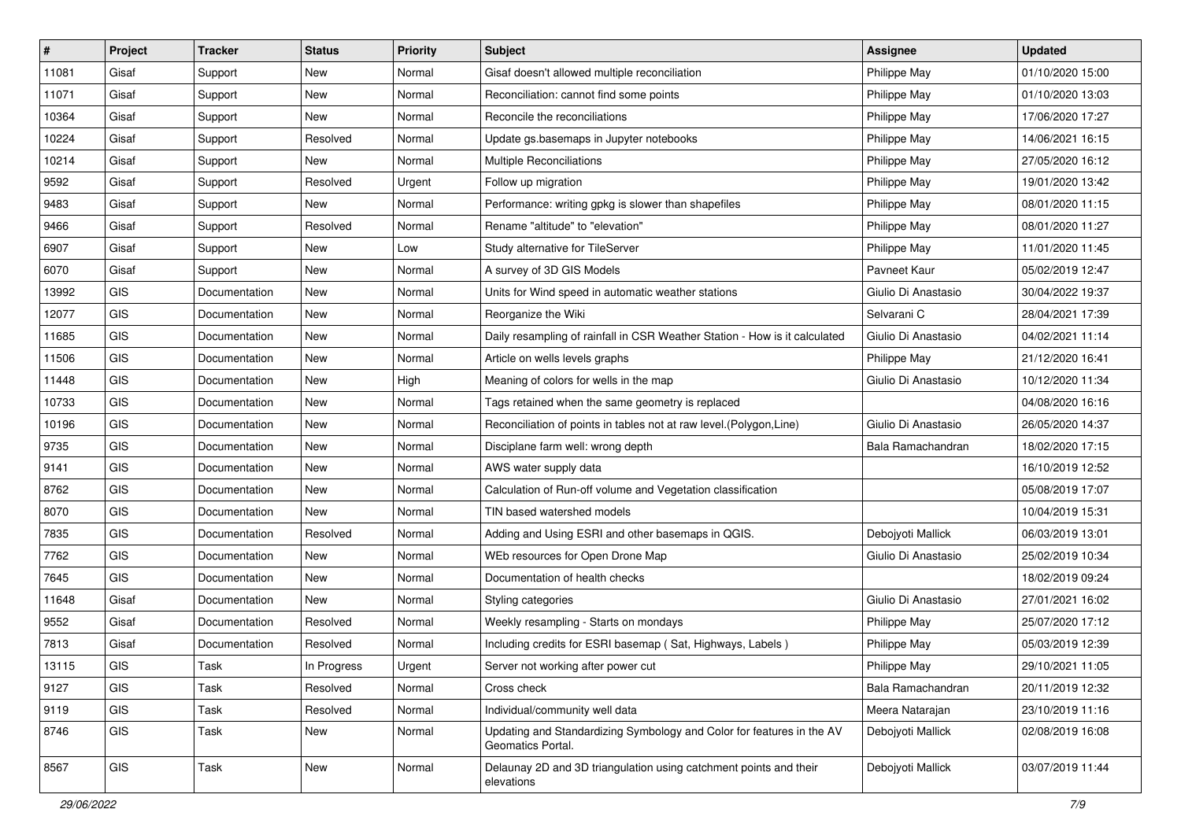| # | Project | Tracker | Status | Priority | Subject | Assignee | Updated |
|---|---|---|---|---|---|---|---|
| 11081 | Gisaf | Support | New | Normal | Gisaf doesn't allowed multiple reconciliation | Philippe May | 01/10/2020 15:00 |
| 11071 | Gisaf | Support | New | Normal | Reconciliation: cannot find some points | Philippe May | 01/10/2020 13:03 |
| 10364 | Gisaf | Support | New | Normal | Reconcile the reconciliations | Philippe May | 17/06/2020 17:27 |
| 10224 | Gisaf | Support | Resolved | Normal | Update gs.basemaps in Jupyter notebooks | Philippe May | 14/06/2021 16:15 |
| 10214 | Gisaf | Support | New | Normal | Multiple Reconciliations | Philippe May | 27/05/2020 16:12 |
| 9592 | Gisaf | Support | Resolved | Urgent | Follow up migration | Philippe May | 19/01/2020 13:42 |
| 9483 | Gisaf | Support | New | Normal | Performance: writing gpkg is slower than shapefiles | Philippe May | 08/01/2020 11:15 |
| 9466 | Gisaf | Support | Resolved | Normal | Rename "altitude" to "elevation" | Philippe May | 08/01/2020 11:27 |
| 6907 | Gisaf | Support | New | Low | Study alternative for TileServer | Philippe May | 11/01/2020 11:45 |
| 6070 | Gisaf | Support | New | Normal | A survey of 3D GIS Models | Pavneet Kaur | 05/02/2019 12:47 |
| 13992 | GIS | Documentation | New | Normal | Units for Wind speed in automatic weather stations | Giulio Di Anastasio | 30/04/2022 19:37 |
| 12077 | GIS | Documentation | New | Normal | Reorganize the Wiki | Selvarani C | 28/04/2021 17:39 |
| 11685 | GIS | Documentation | New | Normal | Daily resampling of rainfall in CSR Weather Station - How is it calculated | Giulio Di Anastasio | 04/02/2021 11:14 |
| 11506 | GIS | Documentation | New | Normal | Article on wells levels graphs | Philippe May | 21/12/2020 16:41 |
| 11448 | GIS | Documentation | New | High | Meaning of colors for wells in the map | Giulio Di Anastasio | 10/12/2020 11:34 |
| 10733 | GIS | Documentation | New | Normal | Tags retained when the same geometry is replaced | | 04/08/2020 16:16 |
| 10196 | GIS | Documentation | New | Normal | Reconciliation of points in tables not at raw level.(Polygon,Line) | Giulio Di Anastasio | 26/05/2020 14:37 |
| 9735 | GIS | Documentation | New | Normal | Disciplane farm well: wrong depth | Bala Ramachandran | 18/02/2020 17:15 |
| 9141 | GIS | Documentation | New | Normal | AWS water supply data | | 16/10/2019 12:52 |
| 8762 | GIS | Documentation | New | Normal | Calculation of Run-off volume and Vegetation classification | | 05/08/2019 17:07 |
| 8070 | GIS | Documentation | New | Normal | TIN based watershed models | | 10/04/2019 15:31 |
| 7835 | GIS | Documentation | Resolved | Normal | Adding and Using ESRI and other basemaps in QGIS. | Debojyoti Mallick | 06/03/2019 13:01 |
| 7762 | GIS | Documentation | New | Normal | WEb resources for Open Drone Map | Giulio Di Anastasio | 25/02/2019 10:34 |
| 7645 | GIS | Documentation | New | Normal | Documentation of health checks | | 18/02/2019 09:24 |
| 11648 | Gisaf | Documentation | New | Normal | Styling categories | Giulio Di Anastasio | 27/01/2021 16:02 |
| 9552 | Gisaf | Documentation | Resolved | Normal | Weekly resampling - Starts on mondays | Philippe May | 25/07/2020 17:12 |
| 7813 | Gisaf | Documentation | Resolved | Normal | Including credits for ESRI basemap ( Sat, Highways, Labels ) | Philippe May | 05/03/2019 12:39 |
| 13115 | GIS | Task | In Progress | Urgent | Server not working after power cut | Philippe May | 29/10/2021 11:05 |
| 9127 | GIS | Task | Resolved | Normal | Cross check | Bala Ramachandran | 20/11/2019 12:32 |
| 9119 | GIS | Task | Resolved | Normal | Individual/community well data | Meera Natarajan | 23/10/2019 11:16 |
| 8746 | GIS | Task | New | Normal | Updating and Standardizing Symbology and Color for features in the AV Geomatics Portal. | Debojyoti Mallick | 02/08/2019 16:08 |
| 8567 | GIS | Task | New | Normal | Delaunay 2D and 3D triangulation using catchment points and their elevations | Debojyoti Mallick | 03/07/2019 11:44 |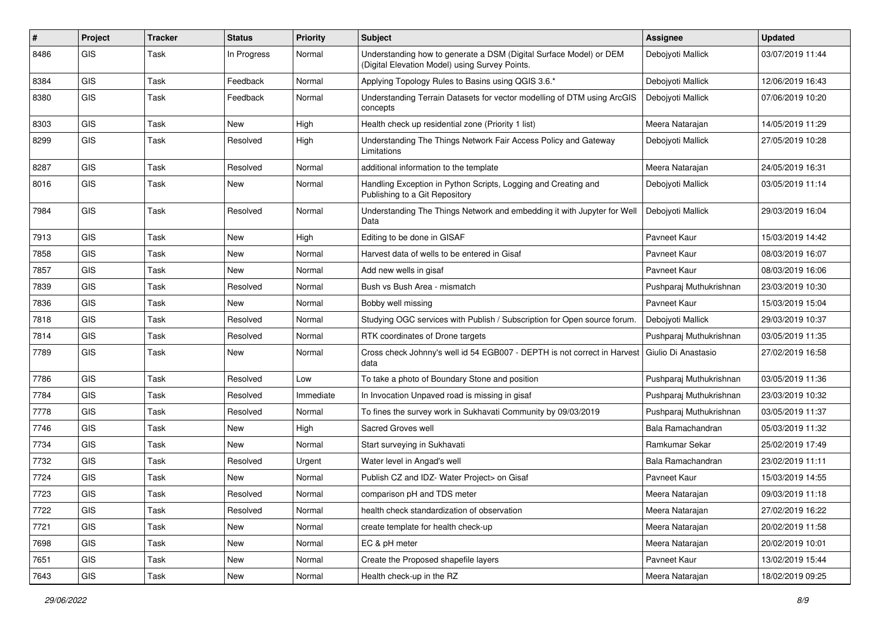| # | Project | Tracker | Status | Priority | Subject | Assignee | Updated |
|---|---|---|---|---|---|---|---|
| 8486 | GIS | Task | In Progress | Normal | Understanding how to generate a DSM (Digital Surface Model) or DEM (Digital Elevation Model) using Survey Points. | Debojyoti Mallick | 03/07/2019 11:44 |
| 8384 | GIS | Task | Feedback | Normal | Applying Topology Rules to Basins using QGIS 3.6.* | Debojyoti Mallick | 12/06/2019 16:43 |
| 8380 | GIS | Task | Feedback | Normal | Understanding Terrain Datasets for vector modelling of DTM using ArcGIS concepts | Debojyoti Mallick | 07/06/2019 10:20 |
| 8303 | GIS | Task | New | High | Health check up residential zone (Priority 1 list) | Meera Natarajan | 14/05/2019 11:29 |
| 8299 | GIS | Task | Resolved | High | Understanding The Things Network Fair Access Policy and Gateway Limitations | Debojyoti Mallick | 27/05/2019 10:28 |
| 8287 | GIS | Task | Resolved | Normal | additional information to the template | Meera Natarajan | 24/05/2019 16:31 |
| 8016 | GIS | Task | New | Normal | Handling Exception in Python Scripts, Logging and Creating and Publishing to a Git Repository | Debojyoti Mallick | 03/05/2019 11:14 |
| 7984 | GIS | Task | Resolved | Normal | Understanding The Things Network and embedding it with Jupyter for Well Data | Debojyoti Mallick | 29/03/2019 16:04 |
| 7913 | GIS | Task | New | High | Editing to be done in GISAF | Pavneet Kaur | 15/03/2019 14:42 |
| 7858 | GIS | Task | New | Normal | Harvest data of wells to be entered in Gisaf | Pavneet Kaur | 08/03/2019 16:07 |
| 7857 | GIS | Task | New | Normal | Add new wells in gisaf | Pavneet Kaur | 08/03/2019 16:06 |
| 7839 | GIS | Task | Resolved | Normal | Bush vs Bush Area - mismatch | Pushparaj Muthukrishnan | 23/03/2019 10:30 |
| 7836 | GIS | Task | New | Normal | Bobby well missing | Pavneet Kaur | 15/03/2019 15:04 |
| 7818 | GIS | Task | Resolved | Normal | Studying OGC services with Publish / Subscription for Open source forum. | Debojyoti Mallick | 29/03/2019 10:37 |
| 7814 | GIS | Task | Resolved | Normal | RTK coordinates of Drone targets | Pushparaj Muthukrishnan | 03/05/2019 11:35 |
| 7789 | GIS | Task | New | Normal | Cross check Johnny's well id 54 EGB007 - DEPTH is not correct in Harvest data | Giulio Di Anastasio | 27/02/2019 16:58 |
| 7786 | GIS | Task | Resolved | Low | To take a photo of Boundary Stone and position | Pushparaj Muthukrishnan | 03/05/2019 11:36 |
| 7784 | GIS | Task | Resolved | Immediate | In Invocation Unpaved road is missing in gisaf | Pushparaj Muthukrishnan | 23/03/2019 10:32 |
| 7778 | GIS | Task | Resolved | Normal | To fines the survey work in Sukhavati Community by 09/03/2019 | Pushparaj Muthukrishnan | 03/05/2019 11:37 |
| 7746 | GIS | Task | New | High | Sacred Groves well | Bala Ramachandran | 05/03/2019 11:32 |
| 7734 | GIS | Task | New | Normal | Start surveying in Sukhavati | Ramkumar Sekar | 25/02/2019 17:49 |
| 7732 | GIS | Task | Resolved | Urgent | Water level in Angad's well | Bala Ramachandran | 23/02/2019 11:11 |
| 7724 | GIS | Task | New | Normal | Publish CZ and IDZ- Water Project> on Gisaf | Pavneet Kaur | 15/03/2019 14:55 |
| 7723 | GIS | Task | Resolved | Normal | comparison pH and TDS meter | Meera Natarajan | 09/03/2019 11:18 |
| 7722 | GIS | Task | Resolved | Normal | health check standardization of observation | Meera Natarajan | 27/02/2019 16:22 |
| 7721 | GIS | Task | New | Normal | create template for health check-up | Meera Natarajan | 20/02/2019 11:58 |
| 7698 | GIS | Task | New | Normal | EC & pH meter | Meera Natarajan | 20/02/2019 10:01 |
| 7651 | GIS | Task | New | Normal | Create the Proposed shapefile layers | Pavneet Kaur | 13/02/2019 15:44 |
| 7643 | GIS | Task | New | Normal | Health check-up in the RZ | Meera Natarajan | 18/02/2019 09:25 |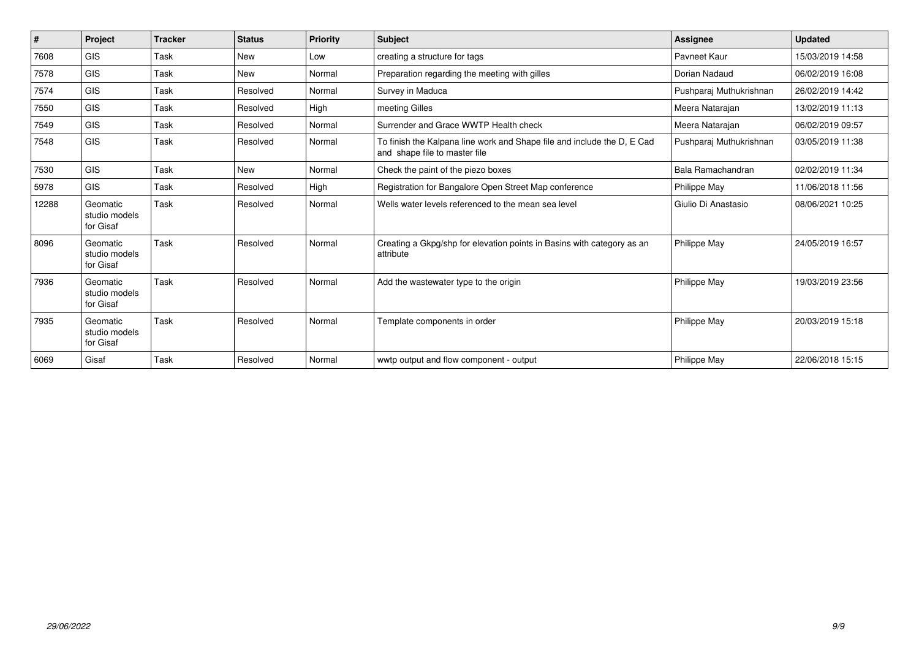| # | Project | Tracker | Status | Priority | Subject | Assignee | Updated |
|---|---|---|---|---|---|---|---|
| 7608 | GIS | Task | New | Low | creating a structure for tags | Pavneet Kaur | 15/03/2019 14:58 |
| 7578 | GIS | Task | New | Normal | Preparation regarding the meeting with gilles | Dorian Nadaud | 06/02/2019 16:08 |
| 7574 | GIS | Task | Resolved | Normal | Survey in Maduca | Pushparaj Muthukrishnan | 26/02/2019 14:42 |
| 7550 | GIS | Task | Resolved | High | meeting Gilles | Meera Natarajan | 13/02/2019 11:13 |
| 7549 | GIS | Task | Resolved | Normal | Surrender and Grace WWTP Health check | Meera Natarajan | 06/02/2019 09:57 |
| 7548 | GIS | Task | Resolved | Normal | To finish the Kalpana line work and Shape file and include the D, E Cad and shape file to master file | Pushparaj Muthukrishnan | 03/05/2019 11:38 |
| 7530 | GIS | Task | New | Normal | Check the paint of the piezo boxes | Bala Ramachandran | 02/02/2019 11:34 |
| 5978 | GIS | Task | Resolved | High | Registration for Bangalore Open Street Map conference | Philippe May | 11/06/2018 11:56 |
| 12288 | Geomatic studio models for Gisaf | Task | Resolved | Normal | Wells water levels referenced to the mean sea level | Giulio Di Anastasio | 08/06/2021 10:25 |
| 8096 | Geomatic studio models for Gisaf | Task | Resolved | Normal | Creating a Gkpg/shp for elevation points in Basins with category as an attribute | Philippe May | 24/05/2019 16:57 |
| 7936 | Geomatic studio models for Gisaf | Task | Resolved | Normal | Add the wastewater type to the origin | Philippe May | 19/03/2019 23:56 |
| 7935 | Geomatic studio models for Gisaf | Task | Resolved | Normal | Template components in order | Philippe May | 20/03/2019 15:18 |
| 6069 | Gisaf | Task | Resolved | Normal | wwtp output and flow component - output | Philippe May | 22/06/2018 15:15 |